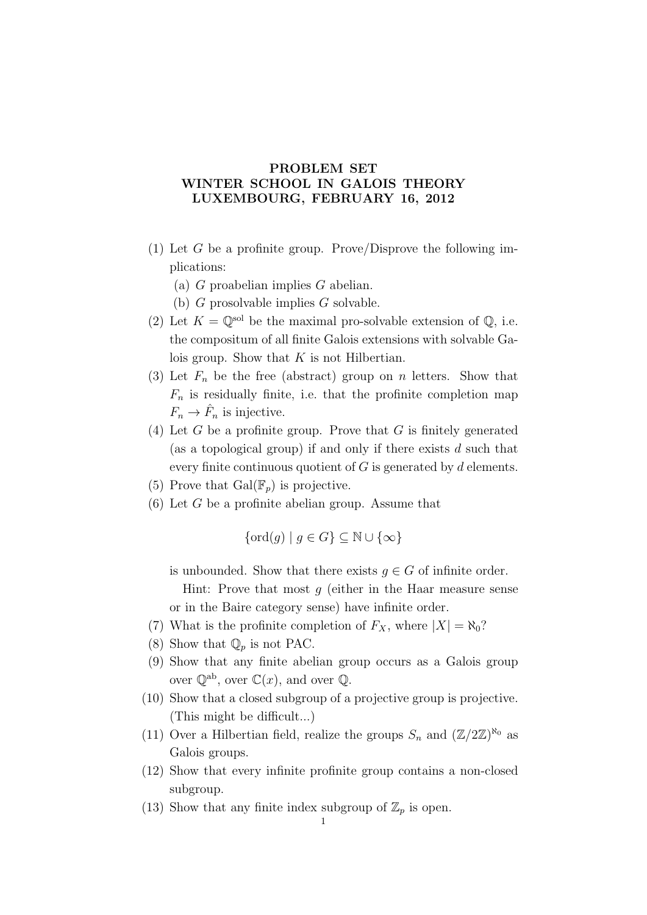# PROBLEM SET
# WINTER SCHOOL IN GALOIS THEORY
# LUXEMBOURG, FEBRUARY 16, 2012

(1) Let $G$ be a profinite group. Prove/Disprove the following implications:
   (a) $G$ proabelian implies $G$ abelian.
   (b) $G$ prosolvable implies $G$ solvable.

(2) Let $K = \mathbb{Q}^{\text{sol}}$ be the maximal pro-solvable extension of $\mathbb{Q}$, i.e. the compositum of all finite Galois extensions with solvable Galois group. Show that $K$ is not Hilbertian.

(3) Let $F_n$ be the free (abstract) group on $n$ letters. Show that $F_n$ is residually finite, i.e. that the profinite completion map $F_n \to \hat{F}_n$ is injective.

(4) Let $G$ be a profinite group. Prove that $G$ is finitely generated (as a topological group) if and only if there exists $d$ such that every finite continuous quotient of $G$ is generated by $d$ elements.

(5) Prove that $\mathrm{Gal}(\mathbb{F}_p)$ is projective.

(6) Let $G$ be a profinite abelian group. Assume that

$$\{\mathrm{ord}(g) \mid g \in G\} \subseteq \mathbb{N} \cup \{\infty\}$$

is unbounded. Show that there exists $g \in G$ of infinite order.

Hint: Prove that most $g$ (either in the Haar measure sense or in the Baire category sense) have infinite order.

(7) What is the profinite completion of $F_X$, where $|X| = \aleph_0$?

(8) Show that $\mathbb{Q}_p$ is not PAC.

(9) Show that any finite abelian group occurs as a Galois group over $\mathbb{Q}^{\text{ab}}$, over $\mathbb{C}(x)$, and over $\mathbb{Q}$.

(10) Show that a closed subgroup of a projective group is projective. (This might be difficult...)

(11) Over a Hilbertian field, realize the groups $S_n$ and $(\mathbb{Z}/2\mathbb{Z})^{\aleph_0}$ as Galois groups.

(12) Show that every infinite profinite group contains a non-closed subgroup.

(13) Show that any finite index subgroup of $\mathbb{Z}_p$ is open.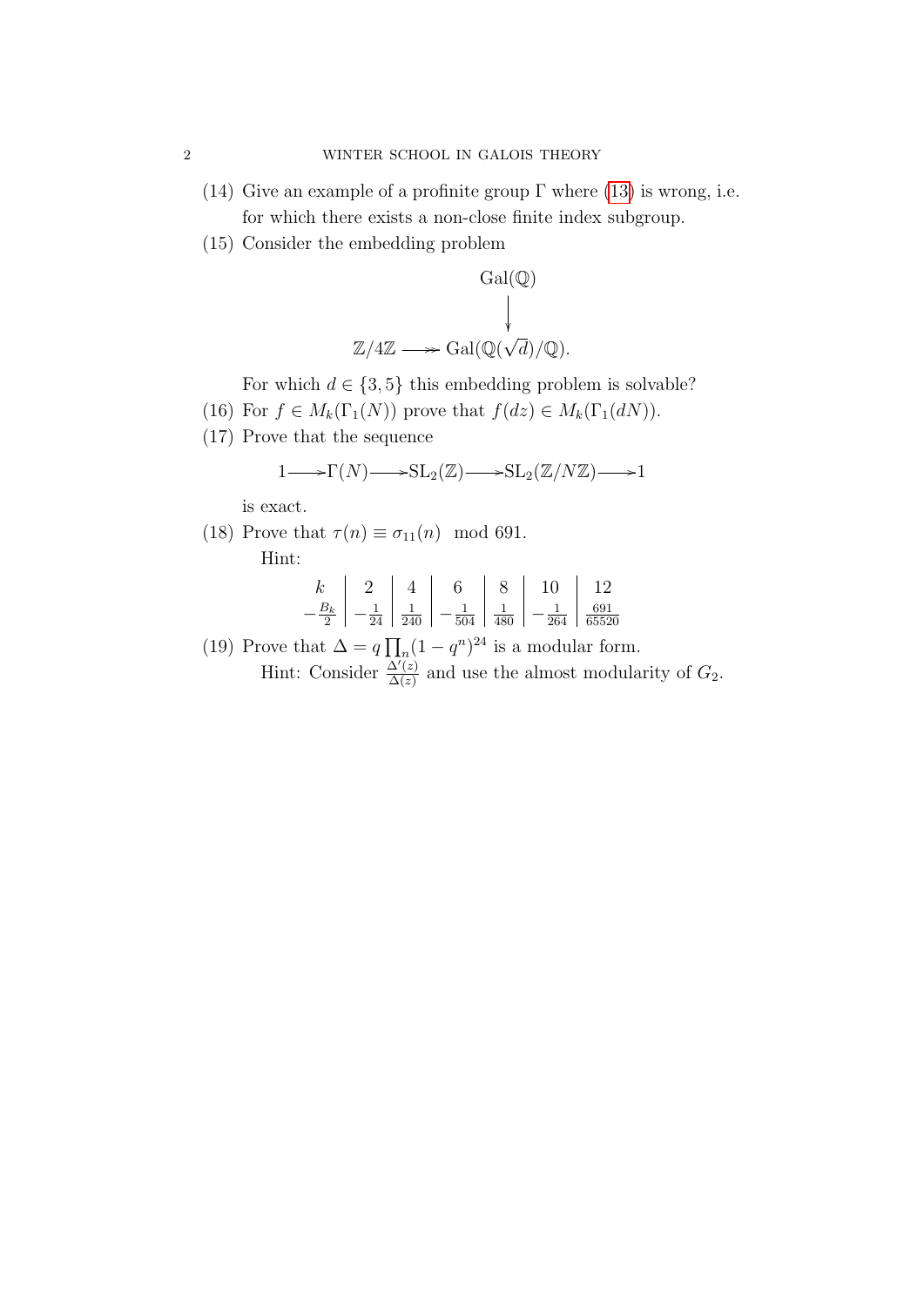(14) Give an example of a profinite group $\Gamma$ where (13) is wrong, i.e. for which there exists a non-close finite index subgroup.

(15) Consider the embedding problem

$$\begin{array}{ccc} & & \mathrm{Gal}(\mathbb{Q}) \\ & & \downarrow \\ \mathbb{Z}/4\mathbb{Z} & \twoheadrightarrow & \mathrm{Gal}(\mathbb{Q}(\sqrt{d})/\mathbb{Q}). \end{array}$$

For which $d \in \{3, 5\}$ this embedding problem is solvable?

(16) For $f \in M_k(\Gamma_1(N))$ prove that $f(dz) \in M_k(\Gamma_1(dN))$.

(17) Prove that the sequence

$$1 \longrightarrow \Gamma(N) \longrightarrow \mathrm{SL}_2(\mathbb{Z}) \longrightarrow \mathrm{SL}_2(\mathbb{Z}/N\mathbb{Z}) \longrightarrow 1$$

is exact.

(18) Prove that $\tau(n) \equiv \sigma_{11}(n) \mod 691$.

Hint:

| $k$ | 2 | 4 | 6 | 8 | 10 | 12 |
|---|---|---|---|---|---|---|
| $-\frac{B_k}{2}$ | $-\frac{1}{24}$ | $\frac{1}{240}$ | $-\frac{1}{504}$ | $\frac{1}{480}$ | $-\frac{1}{264}$ | $\frac{691}{65520}$ |

(19) Prove that $\Delta = q\prod_n (1-q^n)^{24}$ is a modular form.

Hint: Consider $\frac{\Delta'(z)}{\Delta(z)}$ and use the almost modularity of $G_2$.